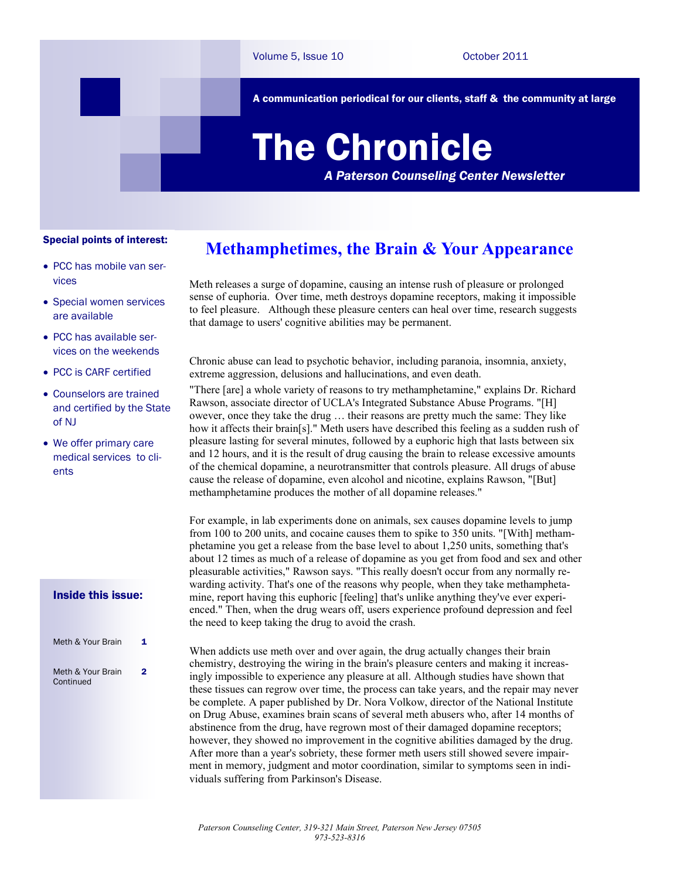Volume 5, Issue 10 October 2011

**A communication periodical for our clients, staff & the community at large**

# The Chronicle

***A Paterson Counseling Center Newsletter***

**Special points of interest:**

- PCC has mobile van services
- Special women services are available
- PCC has available services on the weekends
- PCC is CARF certified
- Counselors are trained and certified by the State of NJ
- We offer primary care medical services to clients

**Inside this issue:**

| | |
|---|---|
| Meth & Your Brain | 1 |
| Meth & Your Brain Continued | 2 |

## Methamphetimes, the Brain & Your Appearance

Meth releases a surge of dopamine, causing an intense rush of pleasure or prolonged sense of euphoria. Over time, meth destroys dopamine receptors, making it impossible to feel pleasure. Although these pleasure centers can heal over time, research suggests that damage to users' cognitive abilities may be permanent.

Chronic abuse can lead to psychotic behavior, including paranoia, insomnia, anxiety, extreme aggression, delusions and hallucinations, and even death.

"There [are] a whole variety of reasons to try methamphetamine," explains Dr. Richard Rawson, associate director of UCLA's Integrated Substance Abuse Programs. "[H] owever, once they take the drug … their reasons are pretty much the same: They like how it affects their brain[s]." Meth users have described this feeling as a sudden rush of pleasure lasting for several minutes, followed by a euphoric high that lasts between six and 12 hours, and it is the result of drug causing the brain to release excessive amounts of the chemical dopamine, a neurotransmitter that controls pleasure. All drugs of abuse cause the release of dopamine, even alcohol and nicotine, explains Rawson, "[But] methamphetamine produces the mother of all dopamine releases."

For example, in lab experiments done on animals, sex causes dopamine levels to jump from 100 to 200 units, and cocaine causes them to spike to 350 units. "[With] methamphetamine you get a release from the base level to about 1,250 units, something that's about 12 times as much of a release of dopamine as you get from food and sex and other pleasurable activities," Rawson says. "This really doesn't occur from any normally rewarding activity. That's one of the reasons why people, when they take methamphetamine, report having this euphoric [feeling] that's unlike anything they've ever experienced." Then, when the drug wears off, users experience profound depression and feel the need to keep taking the drug to avoid the crash.

When addicts use meth over and over again, the drug actually changes their brain chemistry, destroying the wiring in the brain's pleasure centers and making it increasingly impossible to experience any pleasure at all. Although studies have shown that these tissues can regrow over time, the process can take years, and the repair may never be complete. A paper published by Dr. Nora Volkow, director of the National Institute on Drug Abuse, examines brain scans of several meth abusers who, after 14 months of abstinence from the drug, have regrown most of their damaged dopamine receptors; however, they showed no improvement in the cognitive abilities damaged by the drug. After more than a year's sobriety, these former meth users still showed severe impairment in memory, judgment and motor coordination, similar to symptoms seen in individuals suffering from Parkinson's Disease.

*Paterson Counseling Center, 319-321 Main Street, Paterson New Jersey 07505*
*973-523-8316*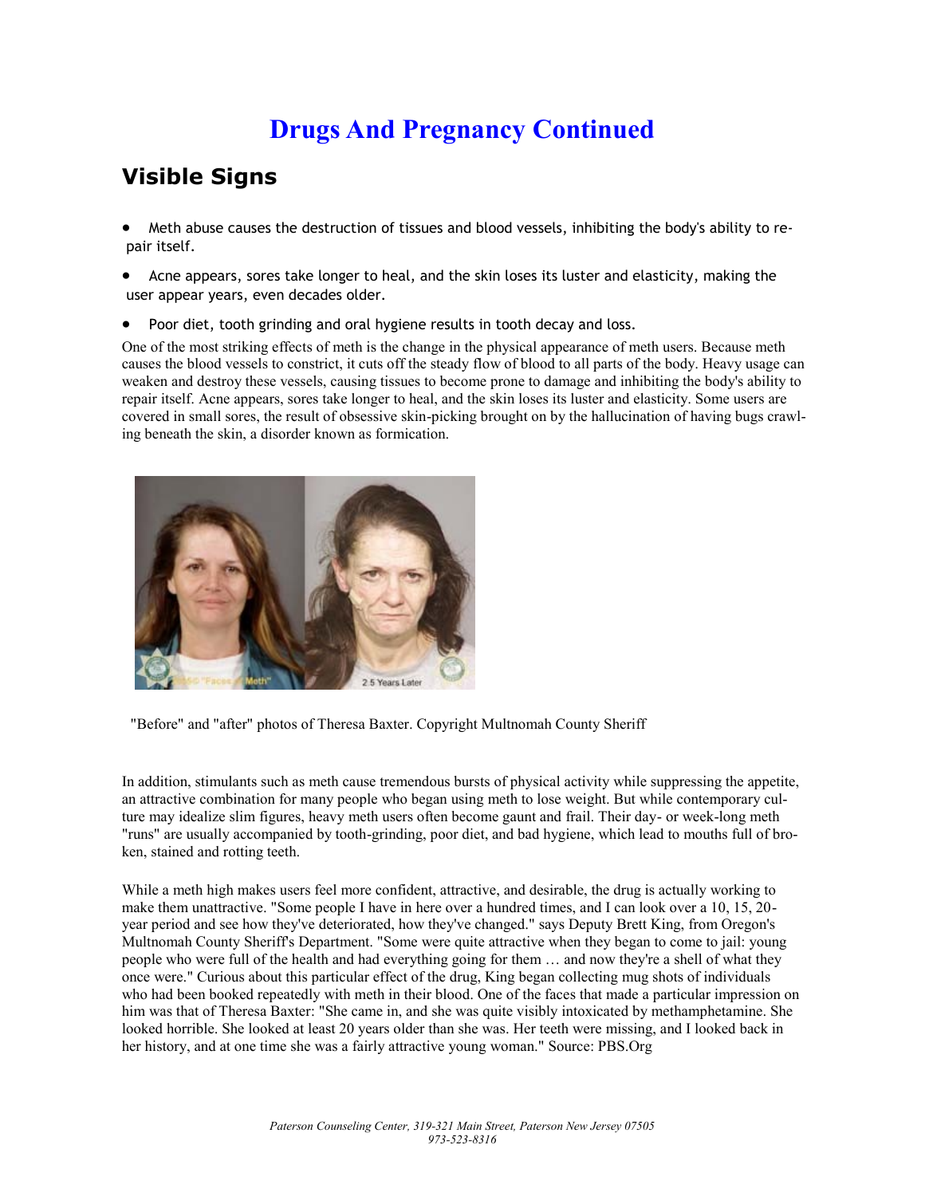# Drugs And Pregnancy Continued

## Visible Signs

- Meth abuse causes the destruction of tissues and blood vessels, inhibiting the body's ability to repair itself.
- Acne appears, sores take longer to heal, and the skin loses its luster and elasticity, making the user appear years, even decades older.
- Poor diet, tooth grinding and oral hygiene results in tooth decay and loss.

One of the most striking effects of meth is the change in the physical appearance of meth users. Because meth causes the blood vessels to constrict, it cuts off the steady flow of blood to all parts of the body. Heavy usage can weaken and destroy these vessels, causing tissues to become prone to damage and inhibiting the body's ability to repair itself. Acne appears, sores take longer to heal, and the skin loses its luster and elasticity. Some users are covered in small sores, the result of obsessive skin-picking brought on by the hallucination of having bugs crawling beneath the skin, a disorder known as formication.

"Before" and "after" photos of Theresa Baxter. Copyright Multnomah County Sheriff

In addition, stimulants such as meth cause tremendous bursts of physical activity while suppressing the appetite, an attractive combination for many people who began using meth to lose weight. But while contemporary culture may idealize slim figures, heavy meth users often become gaunt and frail. Their day- or week-long meth "runs" are usually accompanied by tooth-grinding, poor diet, and bad hygiene, which lead to mouths full of broken, stained and rotting teeth.

While a meth high makes users feel more confident, attractive, and desirable, the drug is actually working to make them unattractive. "Some people I have in here over a hundred times, and I can look over a 10, 15, 20-year period and see how they've deteriorated, how they've changed." says Deputy Brett King, from Oregon's Multnomah County Sheriff's Department. "Some were quite attractive when they began to come to jail: young people who were full of the health and had everything going for them … and now they're a shell of what they once were." Curious about this particular effect of the drug, King began collecting mug shots of individuals who had been booked repeatedly with meth in their blood. One of the faces that made a particular impression on him was that of Theresa Baxter: "She came in, and she was quite visibly intoxicated by methamphetamine. She looked horrible. She looked at least 20 years older than she was. Her teeth were missing, and I looked back in her history, and at one time she was a fairly attractive young woman." Source: PBS.Org